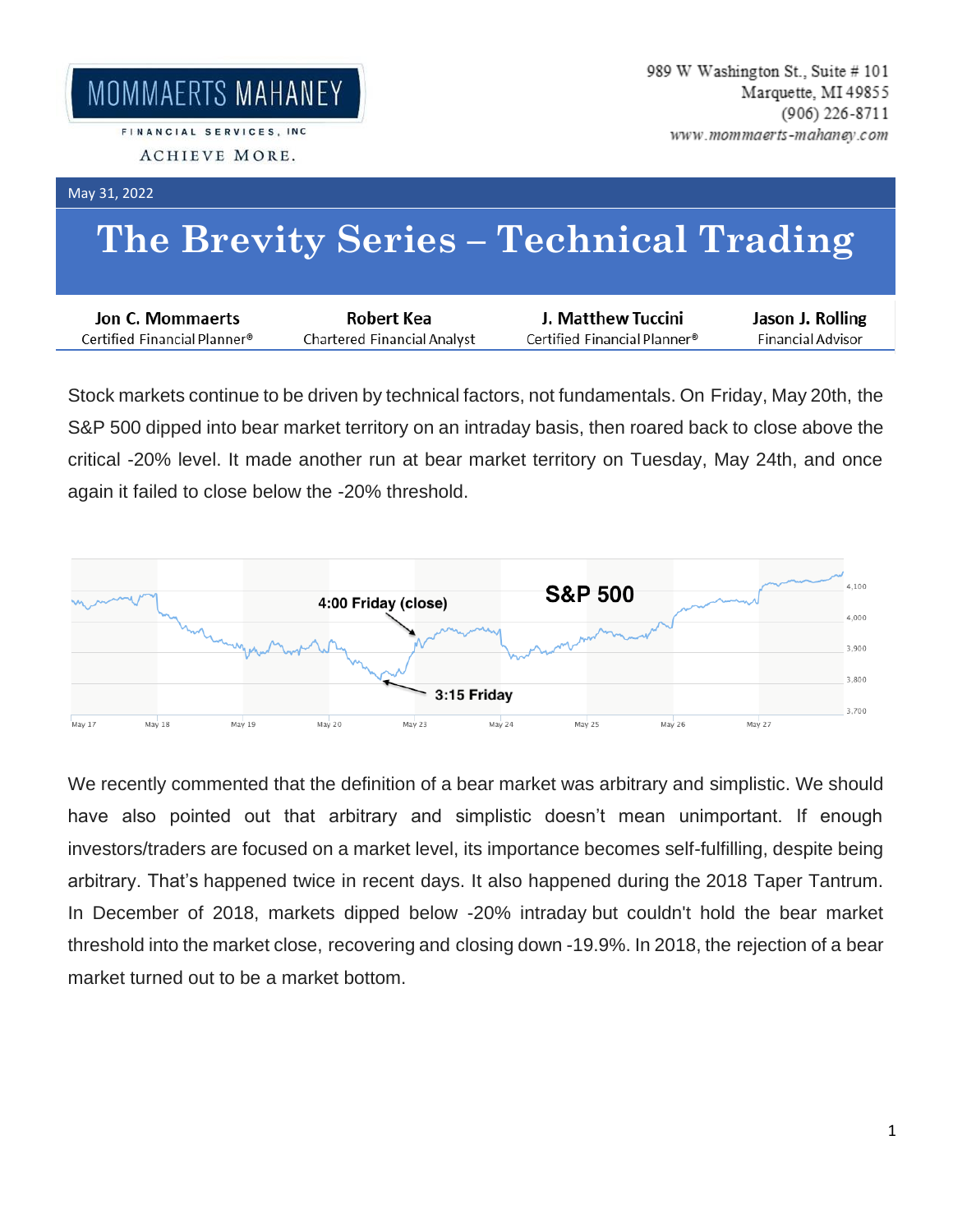MOMMAERTS MAHANEY

FINANCIAL SERVICES, INC

ACHIEVE MORE.

989 W Washington St., Suite # 101
Marquette, MI 49855
(906) 226-8711
www.mommaerts-mahaney.com

May 31, 2022

# The Brevity Series – Technical Trading

| Jon C. Mommaerts | Robert Kea | J. Matthew Tuccini | Jason J. Rolling |
|---|---|---|---|
| Certified Financial Planner® | Chartered Financial Analyst | Certified Financial Planner® | Financial Advisor |

Stock markets continue to be driven by technical factors, not fundamentals. On Friday, May 20th, the S&P 500 dipped into bear market territory on an intraday basis, then roared back to close above the critical -20% level. It made another run at bear market territory on Tuesday, May 24th, and once again it failed to close below the -20% threshold.

S&P 500

4:00 Friday (close)

3:15 Friday

We recently commented that the definition of a bear market was arbitrary and simplistic. We should have also pointed out that arbitrary and simplistic doesn't mean unimportant. If enough investors/traders are focused on a market level, its importance becomes self-fulfilling, despite being arbitrary. That's happened twice in recent days. It also happened during the 2018 Taper Tantrum. In December of 2018, markets dipped below -20% intraday but couldn't hold the bear market threshold into the market close, recovering and closing down -19.9%. In 2018, the rejection of a bear market turned out to be a market bottom.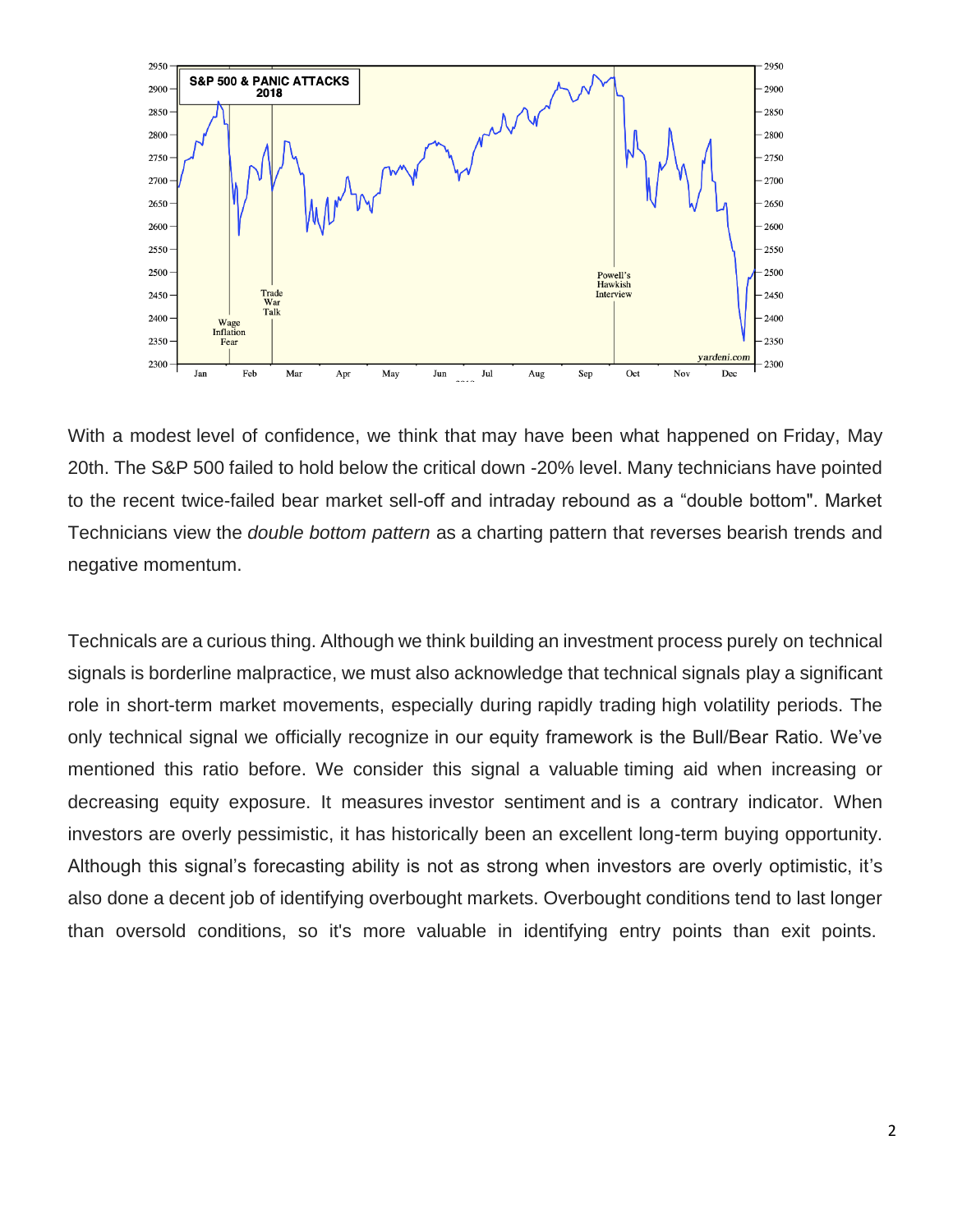With a modest level of confidence, we think that may have been what happened on Friday, May 20th. The S&P 500 failed to hold below the critical down -20% level. Many technicians have pointed to the recent twice-failed bear market sell-off and intraday rebound as a "double bottom". Market Technicians view the *double bottom pattern* as a charting pattern that reverses bearish trends and negative momentum.

Technicals are a curious thing. Although we think building an investment process purely on technical signals is borderline malpractice, we must also acknowledge that technical signals play a significant role in short-term market movements, especially during rapidly trading high volatility periods. The only technical signal we officially recognize in our equity framework is the Bull/Bear Ratio. We've mentioned this ratio before. We consider this signal a valuable timing aid when increasing or decreasing equity exposure. It measures investor sentiment and is a contrary indicator. When investors are overly pessimistic, it has historically been an excellent long-term buying opportunity. Although this signal's forecasting ability is not as strong when investors are overly optimistic, it's also done a decent job of identifying overbought markets. Overbought conditions tend to last longer than oversold conditions, so it's more valuable in identifying entry points than exit points.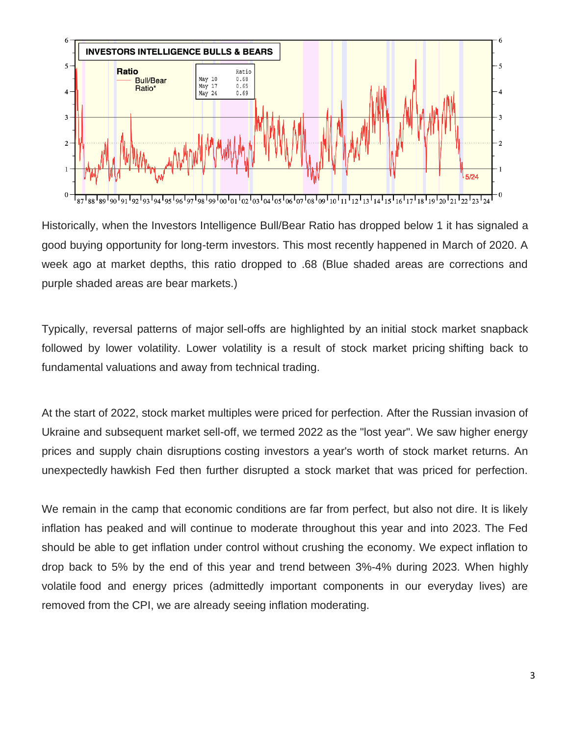Historically, when the Investors Intelligence Bull/Bear Ratio has dropped below 1 it has signaled a good buying opportunity for long-term investors. This most recently happened in March of 2020. A week ago at market depths, this ratio dropped to .68 (Blue shaded areas are corrections and purple shaded areas are bear markets.)

Typically, reversal patterns of major sell-offs are highlighted by an initial stock market snapback followed by lower volatility. Lower volatility is a result of stock market pricing shifting back to fundamental valuations and away from technical trading.

At the start of 2022, stock market multiples were priced for perfection. After the Russian invasion of Ukraine and subsequent market sell-off, we termed 2022 as the "lost year". We saw higher energy prices and supply chain disruptions costing investors a year's worth of stock market returns. An unexpectedly hawkish Fed then further disrupted a stock market that was priced for perfection.

We remain in the camp that economic conditions are far from perfect, but also not dire. It is likely inflation has peaked and will continue to moderate throughout this year and into 2023. The Fed should be able to get inflation under control without crushing the economy. We expect inflation to drop back to 5% by the end of this year and trend between 3%-4% during 2023. When highly volatile food and energy prices (admittedly important components in our everyday lives) are removed from the CPI, we are already seeing inflation moderating.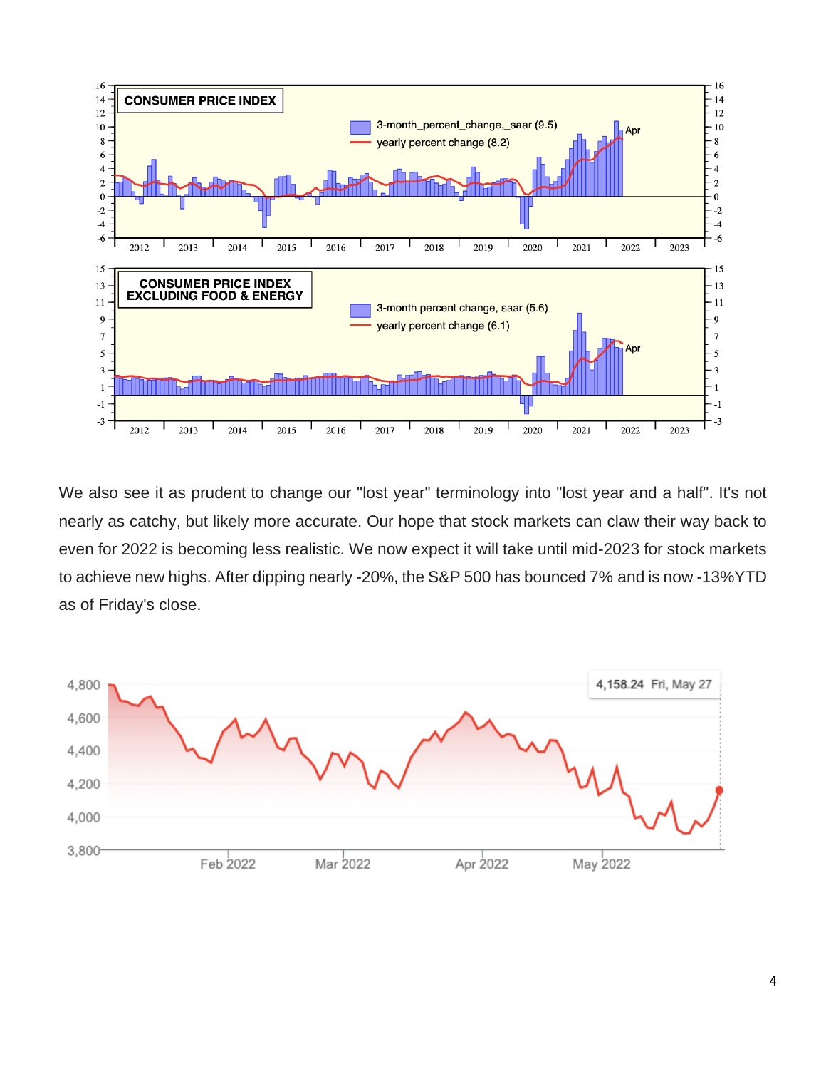We also see it as prudent to change our "lost year" terminology into "lost year and a half". It's not nearly as catchy, but likely more accurate. Our hope that stock markets can claw their way back to even for 2022 is becoming less realistic. We now expect it will take until mid-2023 for stock markets to achieve new highs. After dipping nearly -20%, the S&P 500 has bounced 7% and is now -13%YTD as of Friday's close.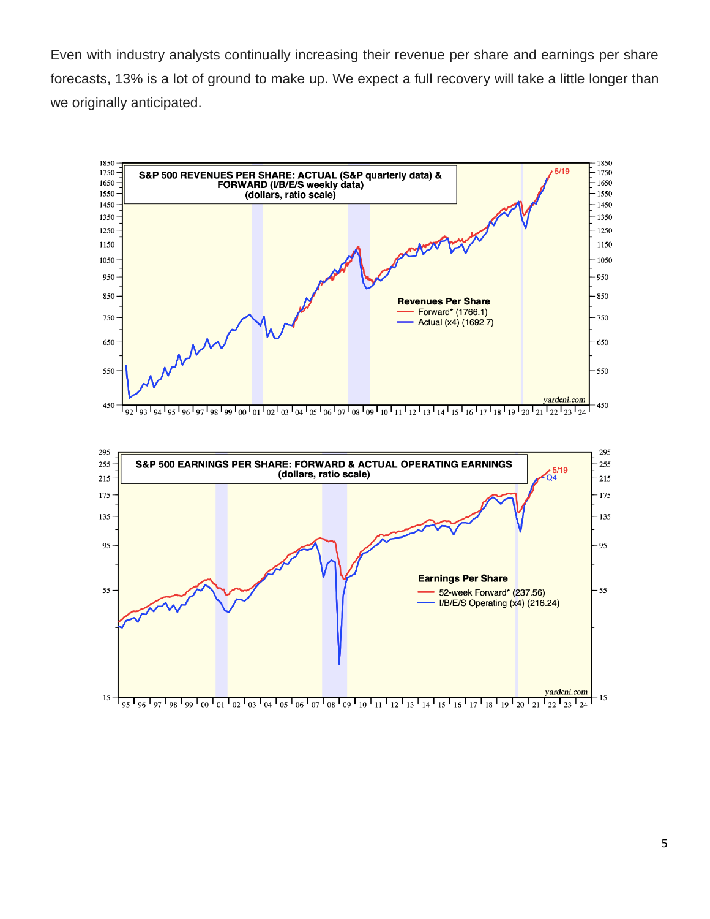Even with industry analysts continually increasing their revenue per share and earnings per share forecasts, 13% is a lot of ground to make up. We expect a full recovery will take a little longer than we originally anticipated.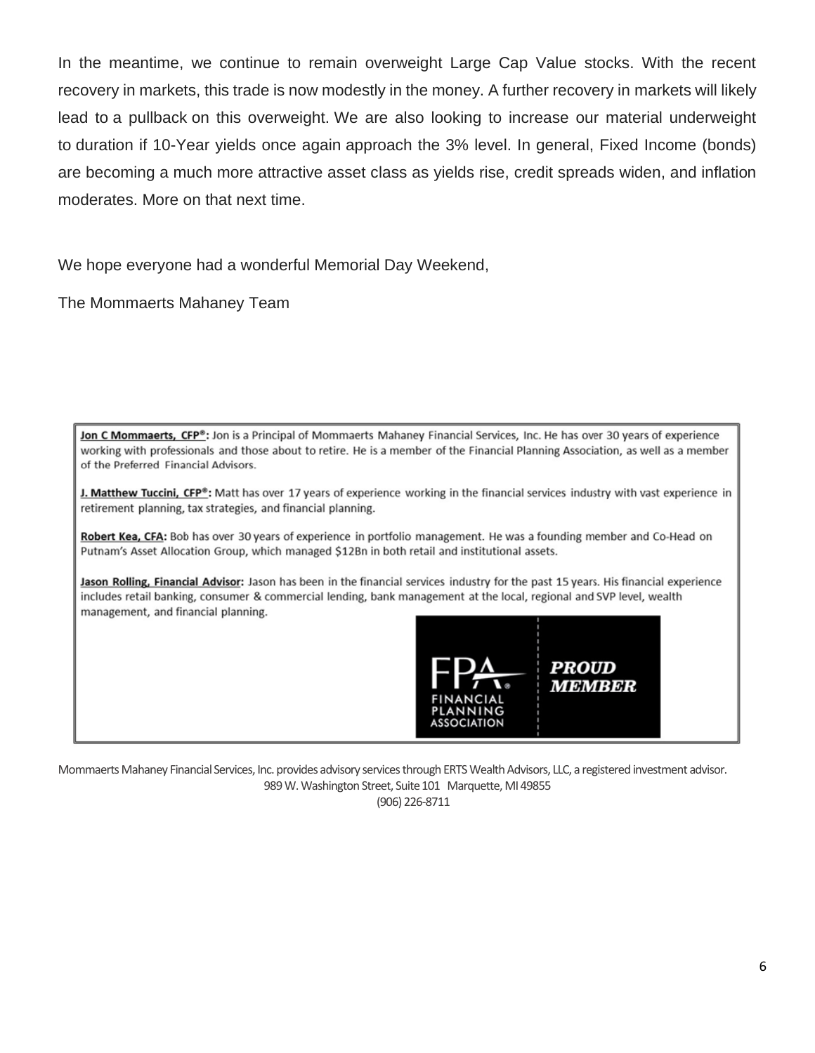In the meantime, we continue to remain overweight Large Cap Value stocks. With the recent recovery in markets, this trade is now modestly in the money. A further recovery in markets will likely lead to a pullback on this overweight. We are also looking to increase our material underweight to duration if 10-Year yields once again approach the 3% level. In general, Fixed Income (bonds) are becoming a much more attractive asset class as yields rise, credit spreads widen, and inflation moderates. More on that next time.

We hope everyone had a wonderful Memorial Day Weekend,

The Mommaerts Mahaney Team

**Jon C Mommaerts, CFP®:** Jon is a Principal of Mommaerts Mahaney Financial Services, Inc. He has over 30 years of experience working with professionals and those about to retire. He is a member of the Financial Planning Association, as well as a member of the Preferred Financial Advisors.

**J. Matthew Tuccini, CFP®:** Matt has over 17 years of experience working in the financial services industry with vast experience in retirement planning, tax strategies, and financial planning.

**Robert Kea, CFA:** Bob has over 30 years of experience in portfolio management. He was a founding member and Co-Head on Putnam's Asset Allocation Group, which managed $12Bn in both retail and institutional assets.

**Jason Rolling, Financial Advisor:** Jason has been in the financial services industry for the past 15 years. His financial experience includes retail banking, consumer & commercial lending, bank management at the local, regional and SVP level, wealth management, and financial planning.

FPA FINANCIAL PLANNING ASSOCIATION | ***PROUD MEMBER***

Mommaerts Mahaney Financial Services, Inc. provides advisory services through ERTS Wealth Advisors, LLC, a registered investment advisor.
989 W. Washington Street, Suite 101 Marquette, MI 49855
(906) 226-8711